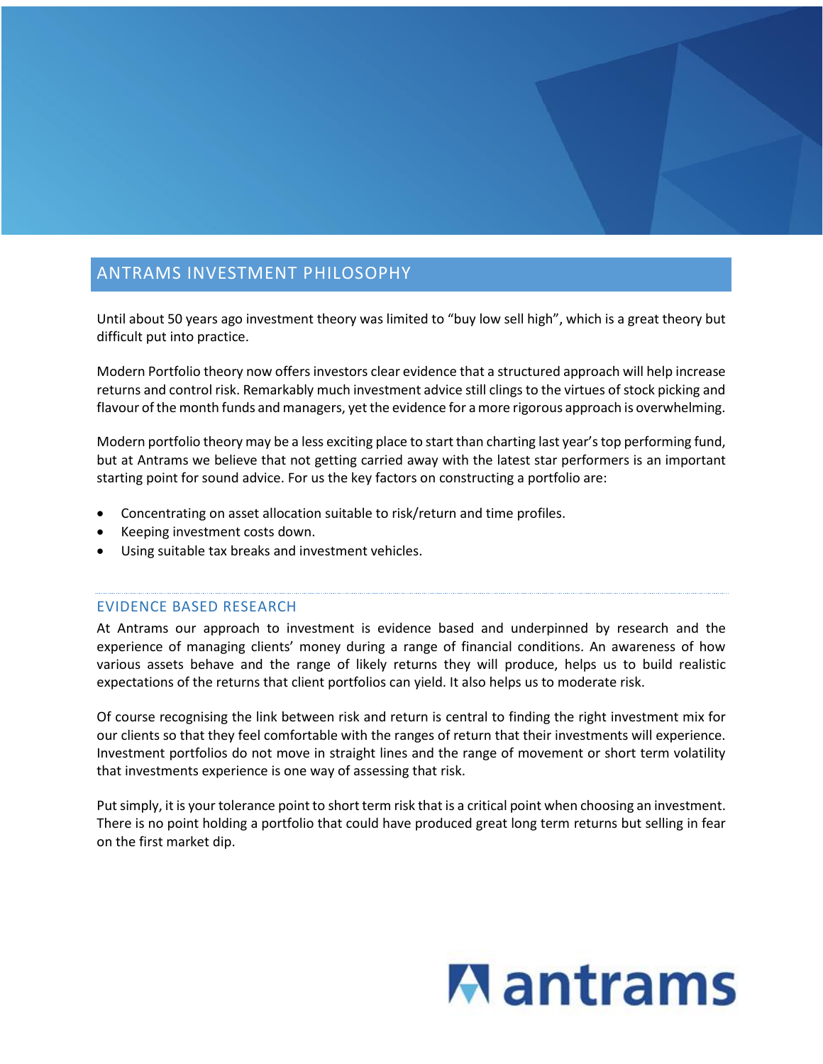# ANTRAMS INVESTMENT PHILOSOPHY

Until about 50 years ago investment theory was limited to “buy low sell high”, which is a great theory but difficult put into practice.

Modern Portfolio theory now offers investors clear evidence that a structured approach will help increase returns and control risk. Remarkably much investment advice still clings to the virtues of stock picking and flavour of the month funds and managers, yet the evidence for a more rigorous approach is overwhelming.

Modern portfolio theory may be a less exciting place to start than charting last year’s top performing fund, but at Antrams we believe that not getting carried away with the latest star performers is an important starting point for sound advice. For us the key factors on constructing a portfolio are:

- Concentrating on asset allocation suitable to risk/return and time profiles.
- Keeping investment costs down.
- Using suitable tax breaks and investment vehicles.

## EVIDENCE BASED RESEARCH

At Antrams our approach to investment is evidence based and underpinned by research and the experience of managing clients’ money during a range of financial conditions. An awareness of how various assets behave and the range of likely returns they will produce, helps us to build realistic expectations of the returns that client portfolios can yield. It also helps us to moderate risk.

Of course recognising the link between risk and return is central to finding the right investment mix for our clients so that they feel comfortable with the ranges of return that their investments will experience. Investment portfolios do not move in straight lines and the range of movement or short term volatility that investments experience is one way of assessing that risk.

Put simply, it is your tolerance point to short term risk that is a critical point when choosing an investment. There is no point holding a portfolio that could have produced great long term returns but selling in fear on the first market dip.

antrams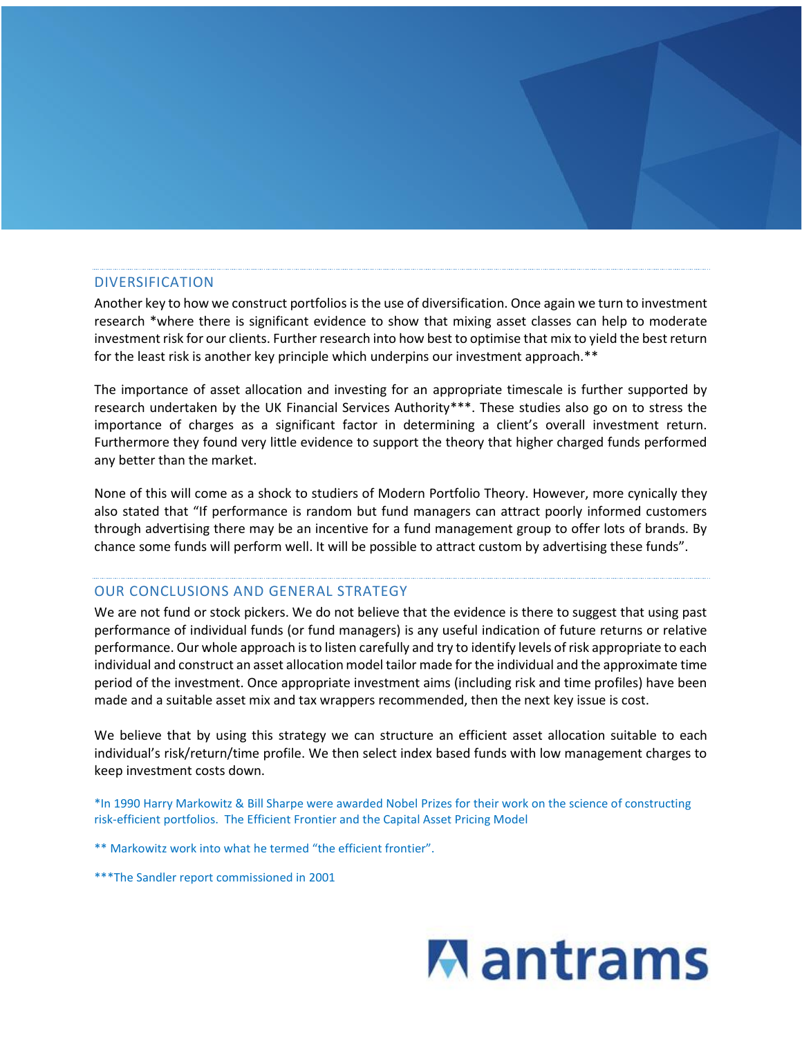## DIVERSIFICATION

Another key to how we construct portfolios is the use of diversification. Once again we turn to investment research *where there is significant evidence to show that mixing asset classes can help to moderate investment risk for our clients. Further research into how best to optimise that mix to yield the best return for the least risk is another key principle which underpins our investment approach.**

The importance of asset allocation and investing for an appropriate timescale is further supported by research undertaken by the UK Financial Services Authority***. These studies also go on to stress the importance of charges as a significant factor in determining a client's overall investment return. Furthermore they found very little evidence to support the theory that higher charged funds performed any better than the market.

None of this will come as a shock to studiers of Modern Portfolio Theory. However, more cynically they also stated that "If performance is random but fund managers can attract poorly informed customers through advertising there may be an incentive for a fund management group to offer lots of brands. By chance some funds will perform well. It will be possible to attract custom by advertising these funds".

## OUR CONCLUSIONS AND GENERAL STRATEGY

We are not fund or stock pickers. We do not believe that the evidence is there to suggest that using past performance of individual funds (or fund managers) is any useful indication of future returns or relative performance. Our whole approach is to listen carefully and try to identify levels of risk appropriate to each individual and construct an asset allocation model tailor made for the individual and the approximate time period of the investment. Once appropriate investment aims (including risk and time profiles) have been made and a suitable asset mix and tax wrappers recommended, then the next key issue is cost.

We believe that by using this strategy we can structure an efficient asset allocation suitable to each individual's risk/return/time profile. We then select index based funds with low management charges to keep investment costs down.

*In 1990 Harry Markowitz & Bill Sharpe were awarded Nobel Prizes for their work on the science of constructing risk-efficient portfolios. The Efficient Frontier and the Capital Asset Pricing Model

** Markowitz work into what he termed "the efficient frontier".

***The Sandler report commissioned in 2001

antrams